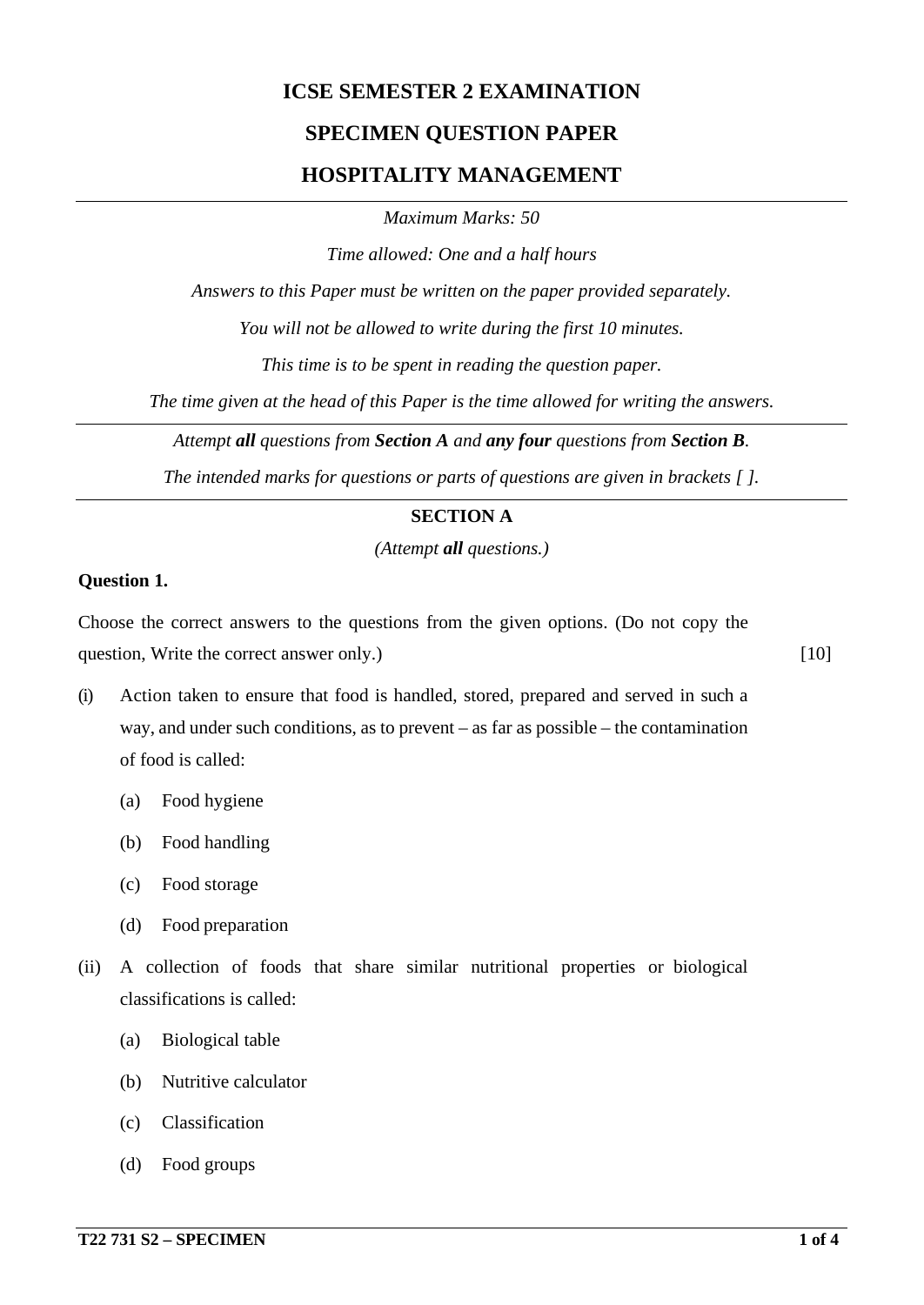# ICSE SEMESTER 2 EXAMINATION

## SPECIMEN QUESTION PAPER

## HOSPITALITY MANAGEMENT

---

*Maximum Marks: 50*

*Time allowed: One and a half hours*

*Answers to this Paper must be written on the paper provided separately.*

*You will not be allowed to write during the first 10 minutes.*

*This time is to be spent in reading the question paper.*

*The time given at the head of this Paper is the time allowed for writing the answers.*

---

*Attempt **all** questions from **Section A** and **any four** questions from **Section B**.*

*The intended marks for questions or parts of questions are given in brackets [ ].*

---

### SECTION A

*(Attempt **all** questions.)*

**Question 1.**

Choose the correct answers to the questions from the given options. (Do not copy the question, Write the correct answer only.) [10]

(i) Action taken to ensure that food is handled, stored, prepared and served in such a way, and under such conditions, as to prevent – as far as possible – the contamination of food is called:

- (a) Food hygiene
- (b) Food handling
- (c) Food storage
- (d) Food preparation

(ii) A collection of foods that share similar nutritional properties or biological classifications is called:

- (a) Biological table
- (b) Nutritive calculator
- (c) Classification
- (d) Food groups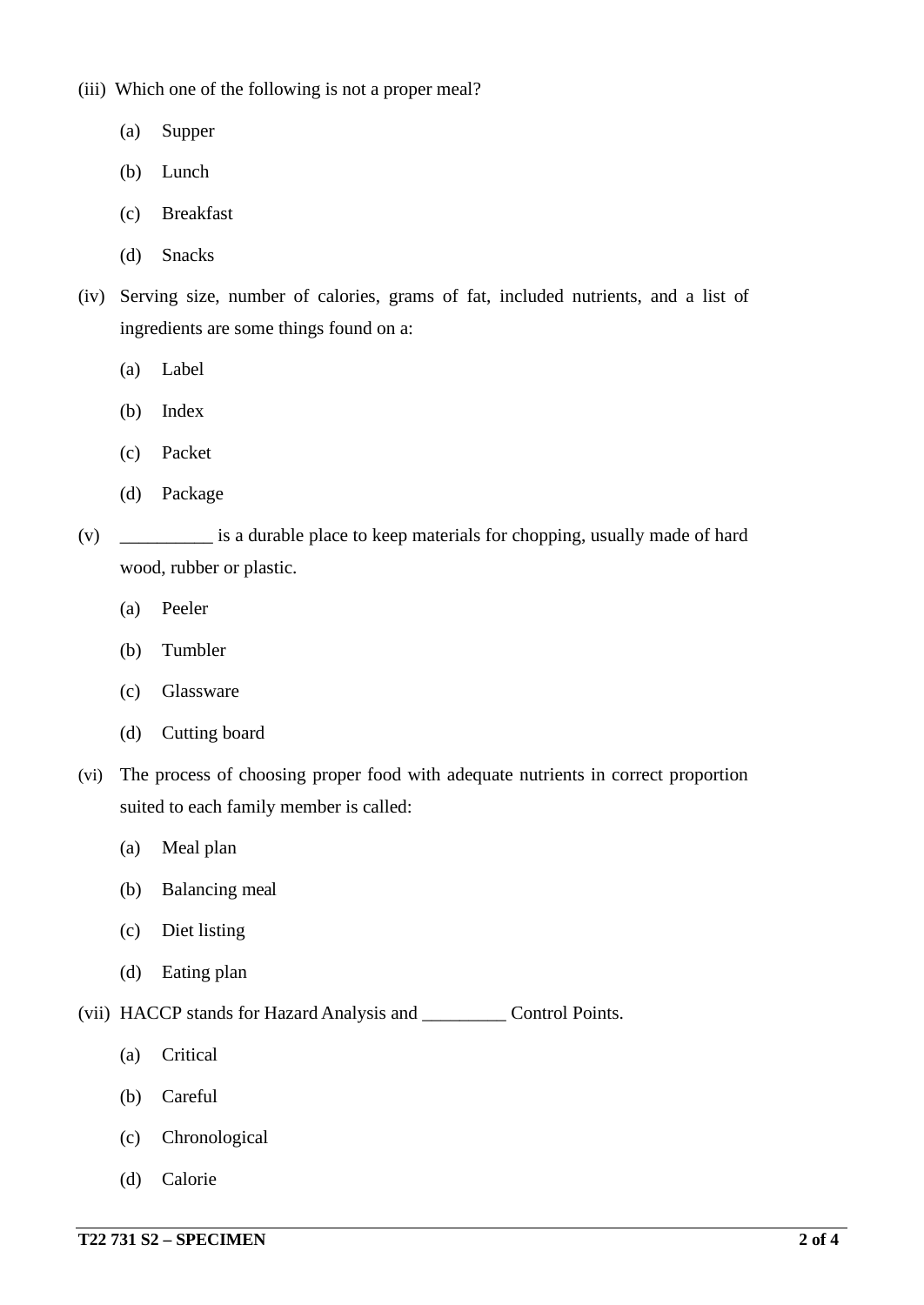(iii) Which one of the following is not a proper meal?

(a) Supper

(b) Lunch

(c) Breakfast

(d) Snacks

(iv) Serving size, number of calories, grams of fat, included nutrients, and a list of ingredients are some things found on a:

(a) Label

(b) Index

(c) Packet

(d) Package

(v) __________ is a durable place to keep materials for chopping, usually made of hard wood, rubber or plastic.

(a) Peeler

(b) Tumbler

(c) Glassware

(d) Cutting board

(vi) The process of choosing proper food with adequate nutrients in correct proportion suited to each family member is called:

(a) Meal plan

(b) Balancing meal

(c) Diet listing

(d) Eating plan

(vii) HACCP stands for Hazard Analysis and _________ Control Points.

(a) Critical

(b) Careful

(c) Chronological

(d) Calorie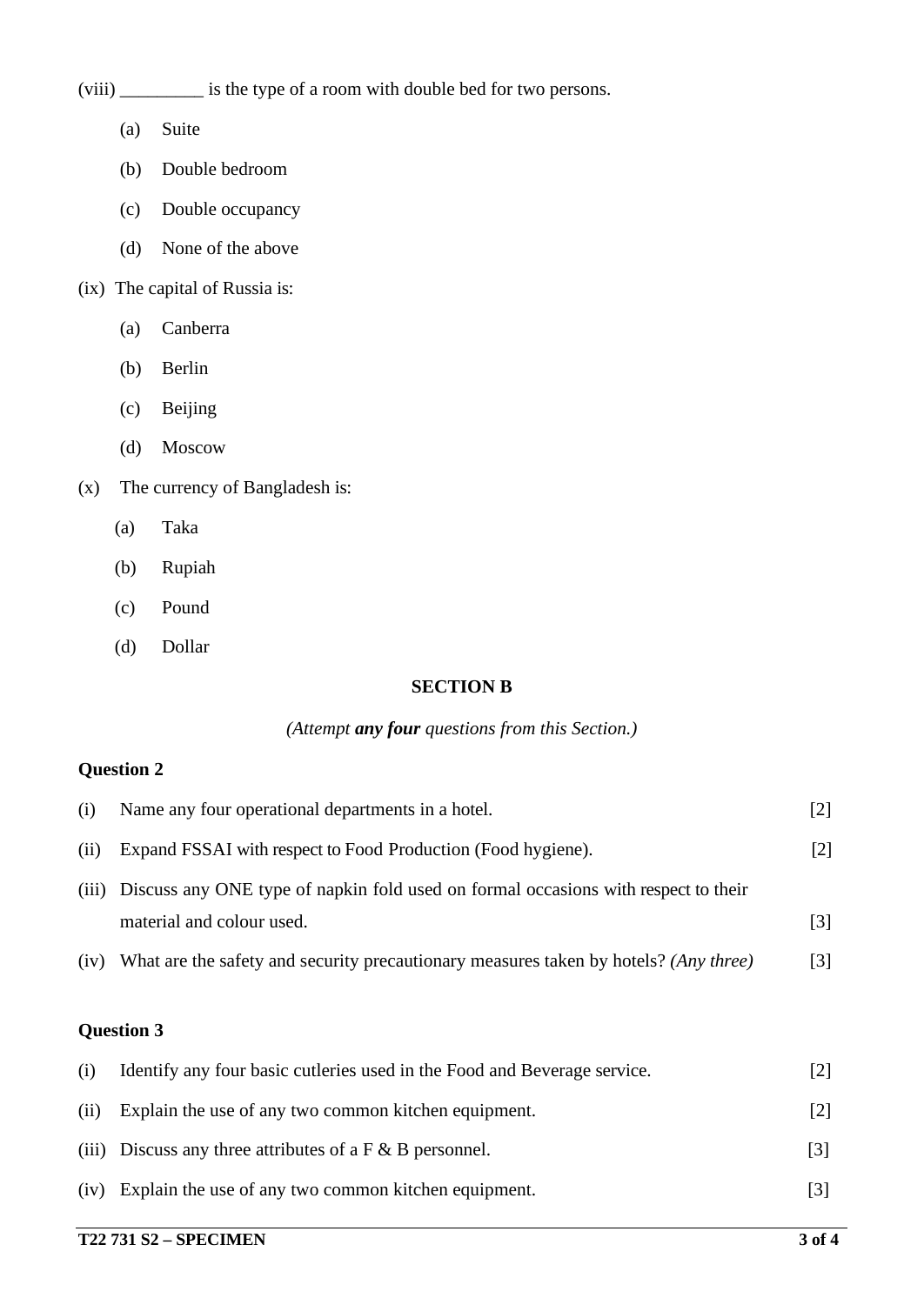(viii) _________ is the type of a room with double bed for two persons.

(a) Suite

(b) Double bedroom

(c) Double occupancy

(d) None of the above

(ix) The capital of Russia is:

(a) Canberra

(b) Berlin

(c) Beijing

(d) Moscow

(x) The currency of Bangladesh is:

(a) Taka

(b) Rupiah

(c) Pound

(d) Dollar

## SECTION B

*(Attempt **any four** questions from this Section.)*

**Question 2**

(i) Name any four operational departments in a hotel. [2]

(ii) Expand FSSAI with respect to Food Production (Food hygiene). [2]

(iii) Discuss any ONE type of napkin fold used on formal occasions with respect to their material and colour used. [3]

(iv) What are the safety and security precautionary measures taken by hotels? *(Any three)* [3]

**Question 3**

(i) Identify any four basic cutleries used in the Food and Beverage service. [2]

(ii) Explain the use of any two common kitchen equipment. [2]

(iii) Discuss any three attributes of a F & B personnel. [3]

(iv) Explain the use of any two common kitchen equipment. [3]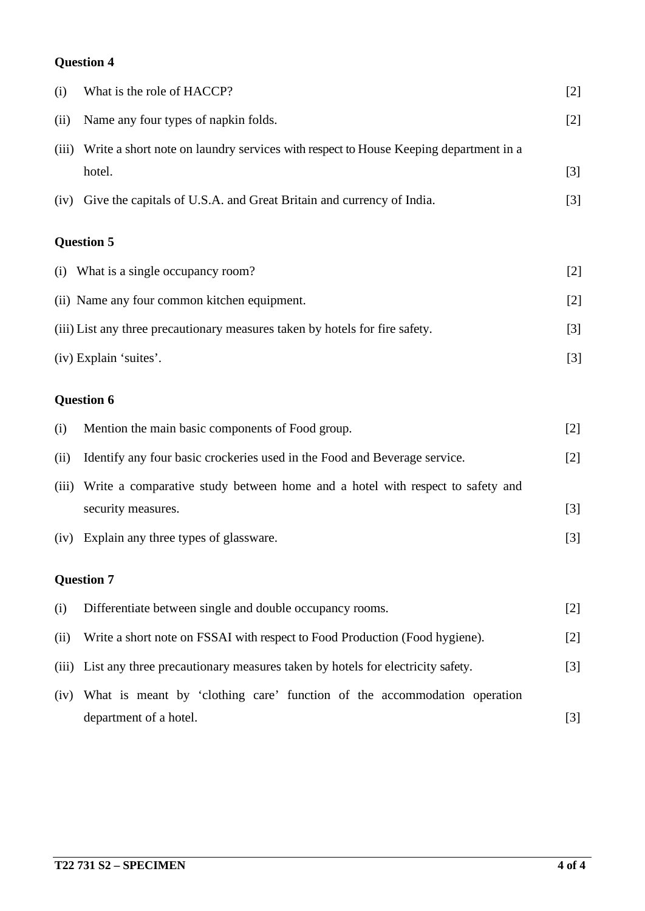**Question 4**

(i) What is the role of HACCP? [2]

(ii) Name any four types of napkin folds. [2]

(iii) Write a short note on laundry services with respect to House Keeping department in a hotel. [3]

(iv) Give the capitals of U.S.A. and Great Britain and currency of India. [3]

**Question 5**

(i) What is a single occupancy room? [2]

(ii) Name any four common kitchen equipment. [2]

(iii) List any three precautionary measures taken by hotels for fire safety. [3]

(iv) Explain 'suites'. [3]

**Question 6**

(i) Mention the main basic components of Food group. [2]

(ii) Identify any four basic crockeries used in the Food and Beverage service. [2]

(iii) Write a comparative study between home and a hotel with respect to safety and security measures. [3]

(iv) Explain any three types of glassware. [3]

**Question 7**

(i) Differentiate between single and double occupancy rooms. [2]

(ii) Write a short note on FSSAI with respect to Food Production (Food hygiene). [2]

(iii) List any three precautionary measures taken by hotels for electricity safety. [3]

(iv) What is meant by 'clothing care' function of the accommodation operation department of a hotel. [3]